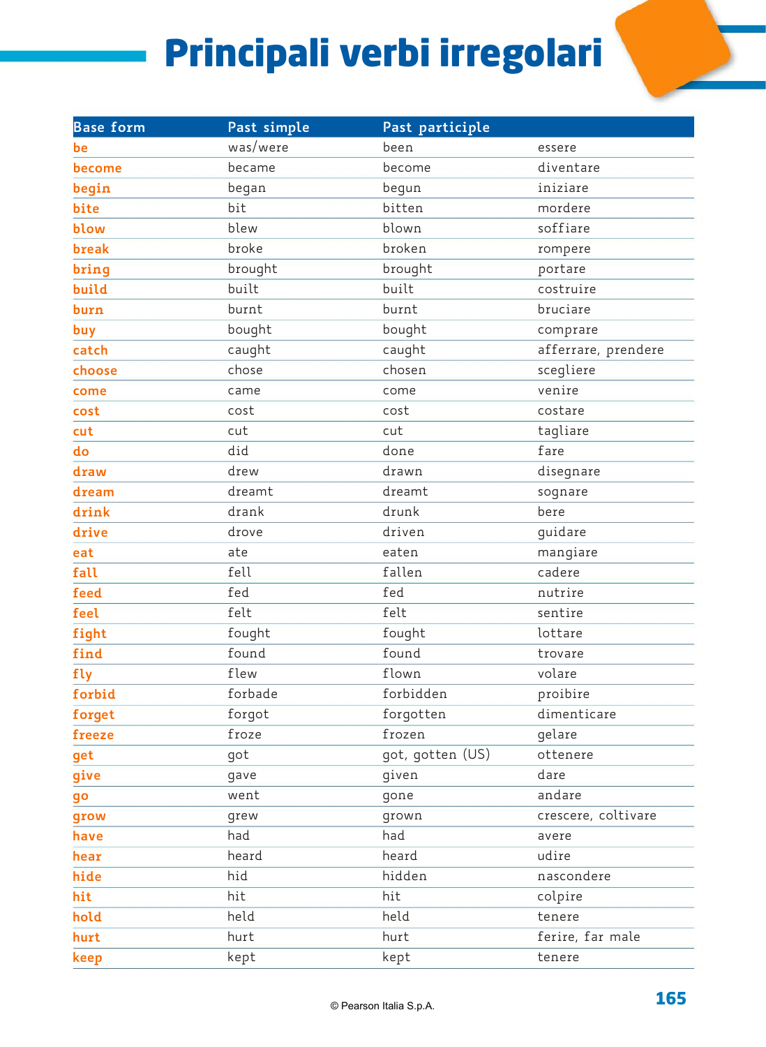# Principali verbi irregolari

| Base form | Past simple | Past participle | |
|---|---|---|---|
| be | was/were | been | essere |
| become | became | become | diventare |
| begin | began | begun | iniziare |
| bite | bit | bitten | mordere |
| blow | blew | blown | soffiare |
| break | broke | broken | rompere |
| bring | brought | brought | portare |
| build | built | built | costruire |
| burn | burnt | burnt | bruciare |
| buy | bought | bought | comprare |
| catch | caught | caught | afferrare, prendere |
| choose | chose | chosen | scegliere |
| come | came | come | venire |
| cost | cost | cost | costare |
| cut | cut | cut | tagliare |
| do | did | done | fare |
| draw | drew | drawn | disegnare |
| dream | dreamt | dreamt | sognare |
| drink | drank | drunk | bere |
| drive | drove | driven | guidare |
| eat | ate | eaten | mangiare |
| fall | fell | fallen | cadere |
| feed | fed | fed | nutrire |
| feel | felt | felt | sentire |
| fight | fought | fought | lottare |
| find | found | found | trovare |
| fly | flew | flown | volare |
| forbid | forbade | forbidden | proibire |
| forget | forgot | forgotten | dimenticare |
| freeze | froze | frozen | gelare |
| get | got | got, gotten (US) | ottenere |
| give | gave | given | dare |
| go | went | gone | andare |
| grow | grew | grown | crescere, coltivare |
| have | had | had | avere |
| hear | heard | heard | udire |
| hide | hid | hidden | nascondere |
| hit | hit | hit | colpire |
| hold | held | held | tenere |
| hurt | hurt | hurt | ferire, far male |
| keep | kept | kept | tenere |

© Pearson Italia S.p.A.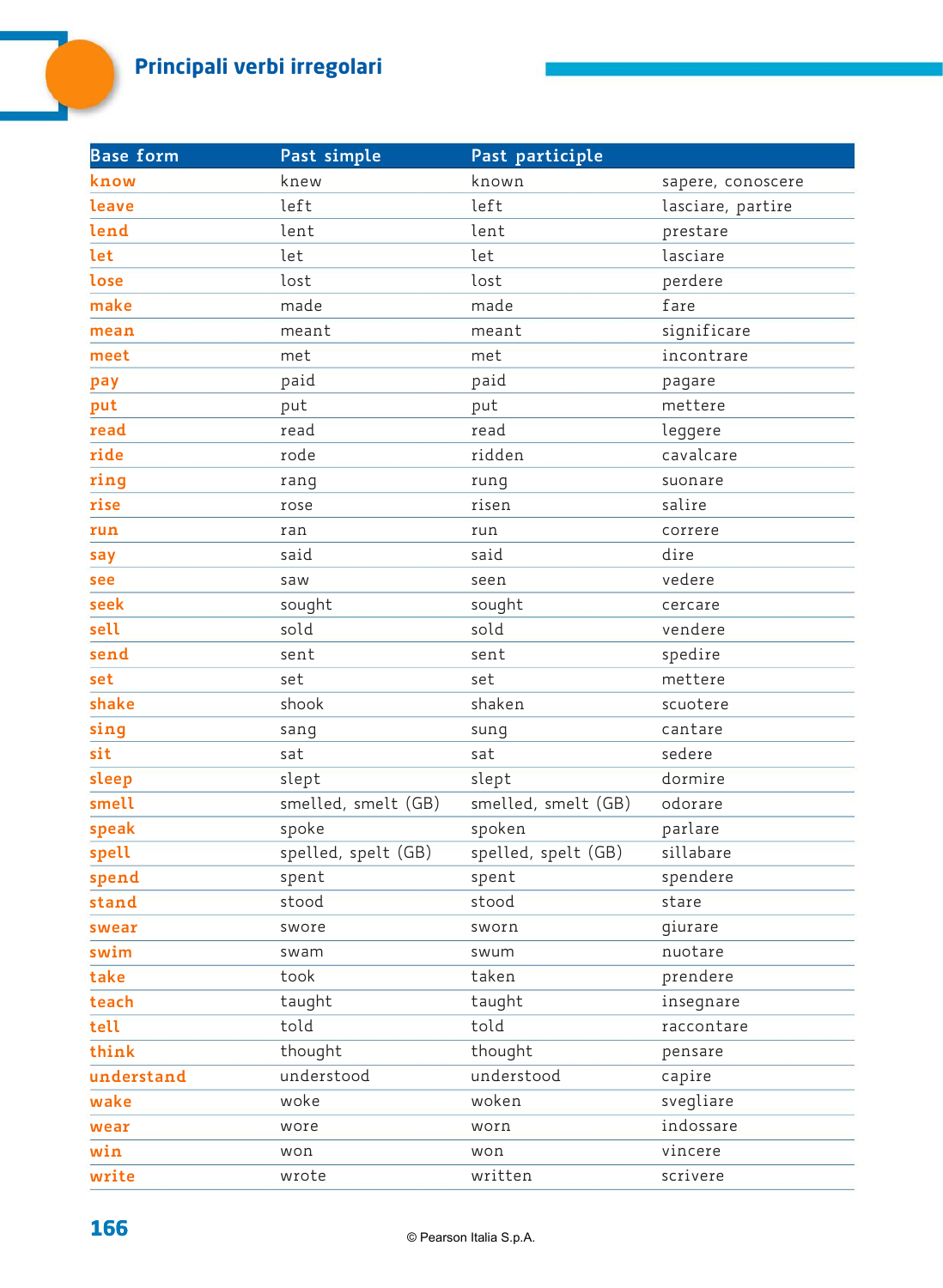## Principali verbi irregolari

| Base form | Past simple | Past participle | |
|---|---|---|---|
| **know** | knew | known | sapere, conoscere |
| **leave** | left | left | lasciare, partire |
| **lend** | lent | lent | prestare |
| **let** | let | let | lasciare |
| **lose** | lost | lost | perdere |
| **make** | made | made | fare |
| **mean** | meant | meant | significare |
| **meet** | met | met | incontrare |
| **pay** | paid | paid | pagare |
| **put** | put | put | mettere |
| **read** | read | read | leggere |
| **ride** | rode | ridden | cavalcare |
| **ring** | rang | rung | suonare |
| **rise** | rose | risen | salire |
| **run** | ran | run | correre |
| **say** | said | said | dire |
| **see** | saw | seen | vedere |
| **seek** | sought | sought | cercare |
| **sell** | sold | sold | vendere |
| **send** | sent | sent | spedire |
| **set** | set | set | mettere |
| **shake** | shook | shaken | scuotere |
| **sing** | sang | sung | cantare |
| **sit** | sat | sat | sedere |
| **sleep** | slept | slept | dormire |
| **smell** | smelled, smelt (GB) | smelled, smelt (GB) | odorare |
| **speak** | spoke | spoken | parlare |
| **spell** | spelled, spelt (GB) | spelled, spelt (GB) | sillabare |
| **spend** | spent | spent | spendere |
| **stand** | stood | stood | stare |
| **swear** | swore | sworn | giurare |
| **swim** | swam | swum | nuotare |
| **take** | took | taken | prendere |
| **teach** | taught | taught | insegnare |
| **tell** | told | told | raccontare |
| **think** | thought | thought | pensare |
| **understand** | understood | understood | capire |
| **wake** | woke | woken | svegliare |
| **wear** | wore | worn | indossare |
| **win** | won | won | vincere |
| **write** | wrote | written | scrivere |

© Pearson Italia S.p.A.